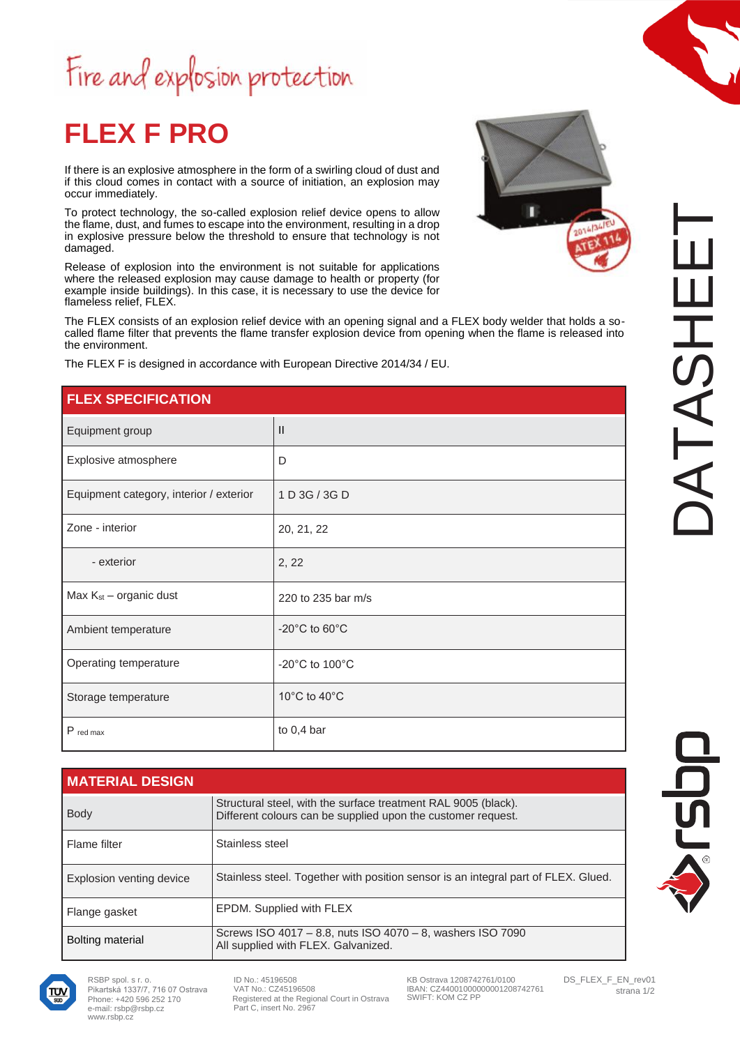Fire and explosion protection

# FLEX F PRO

If there is an explosive atmosphere in the form of a swirling cloud of dust and if this cloud comes in contact with a source of initiation, an explosion may occur immediately.

To protect technology, the so-called explosion relief device opens to allow the flame, dust, and fumes to escape into the environment, resulting in a drop in explosive pressure below the threshold to ensure that technology is not damaged.

Release of explosion into the environment is not suitable for applications where the released explosion may cause damage to health or property (for example inside buildings). In this case, it is necessary to use the device for flameless relief, FLEX.

The FLEX consists of an explosion relief device with an opening signal and a FLEX body welder that holds a so-called flame filter that prevents the flame transfer explosion device from opening when the flame is released into the environment.

The FLEX F is designed in accordance with European Directive 2014/34 / EU.

| FLEX SPECIFICATION | |
|---|---|
| Equipment group | II |
| Explosive atmosphere | D |
| Equipment category, interior / exterior | 1 D 3G / 3G D |
| Zone - interior | 20, 21, 22 |
| - exterior | 2, 22 |
| Max $K_{st}$ – organic dust | 220 to 235 bar m/s |
| Ambient temperature | -20°C to 60°C |
| Operating temperature | -20°C to 100°C |
| Storage temperature | 10°C to 40°C |
| $P_{red\ max}$ | to 0,4 bar |

| MATERIAL DESIGN | |
|---|---|
| Body | Structural steel, with the surface treatment RAL 9005 (black). Different colours can be supplied upon the customer request. |
| Flame filter | Stainless steel |
| Explosion venting device | Stainless steel. Together with position sensor is an integral part of FLEX. Glued. |
| Flange gasket | EPDM. Supplied with FLEX |
| Bolting material | Screws ISO 4017 – 8.8, nuts ISO 4070 – 8, washers ISO 7090<br>All supplied with FLEX. Galvanized. |

RSBP spol. s r. o.
Pikartská 1337/7, 716 07 Ostrava
Phone: +420 596 252 170
e-mail: rsbp@rsbp.cz
www.rsbp.cz

ID No.: 45196508
VAT No.: CZ45196508
Registered at the Regional Court in Ostrava
Part C, insert No. 2967

KB Ostrava 1208742761/0100
IBAN: CZ4401000000001208742761
SWIFT: KOM CZ PP

DS_FLEX_F_EN_rev01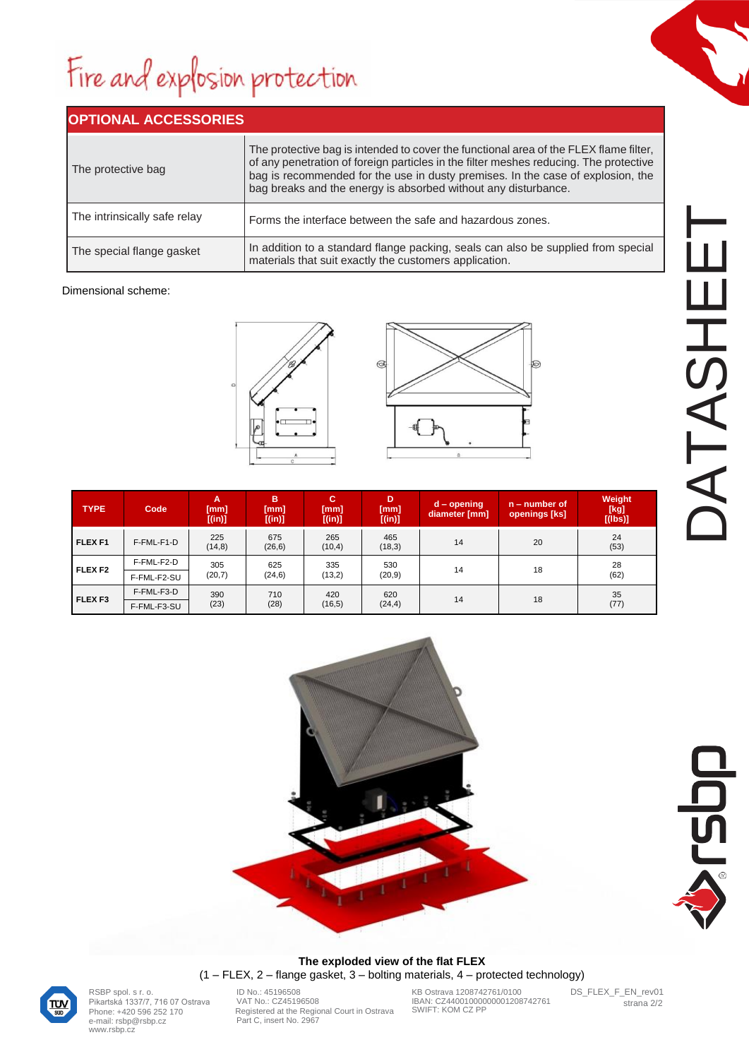# Fire and explosion protection

## OPTIONAL ACCESSORIES

| | |
|---|---|
| The protective bag | The protective bag is intended to cover the functional area of the FLEX flame filter, of any penetration of foreign particles in the filter meshes reducing. The protective bag is recommended for the use in dusty premises. In the case of explosion, the bag breaks and the energy is absorbed without any disturbance. |
| The intrinsically safe relay | Forms the interface between the safe and hazardous zones. |
| The special flange gasket | In addition to a standard flange packing, seals can also be supplied from special materials that suit exactly the customers application. |

Dimensional scheme:

| TYPE | Code | A [mm] [(in)] | B [mm] [(in)] | C [mm] [(in)] | D [mm] [(in)] | d – opening diameter [mm] | n – number of openings [ks] | Weight [kg] [(lbs)] |
|---|---|---|---|---|---|---|---|---|
| FLEX F1 | F-FML-F1-D | 225 (14,8) | 675 (26,6) | 265 (10,4) | 465 (18,3) | 14 | 20 | 24 (53) |
| FLEX F2 | F-FML-F2-D<br>F-FML-F2-SU | 305 (20,7) | 625 (24,6) | 335 (13,2) | 530 (20,9) | 14 | 18 | 28 (62) |
| FLEX F3 | F-FML-F3-D<br>F-FML-F3-SU | 390 (23) | 710 (28) | 420 (16,5) | 620 (24,4) | 14 | 18 | 35 (77) |

**The exploded view of the flat FLEX**

(1 – FLEX, 2 – flange gasket, 3 – bolting materials, 4 – protected technology)

RSBP spol. s r. o.
Pikartská 1337/7, 716 07 Ostrava
Phone: +420 596 252 170
e-mail: rsbp@rsbp.cz
www.rsbp.cz

ID No.: 45196508
VAT No.: CZ45196508
Registered at the Regional Court in Ostrava
Part C, insert No. 2967

KB Ostrava 1208742761/0100
IBAN: CZ4401000000001208742761
SWIFT: KOM CZ PP

DS_FLEX_F_EN_rev01